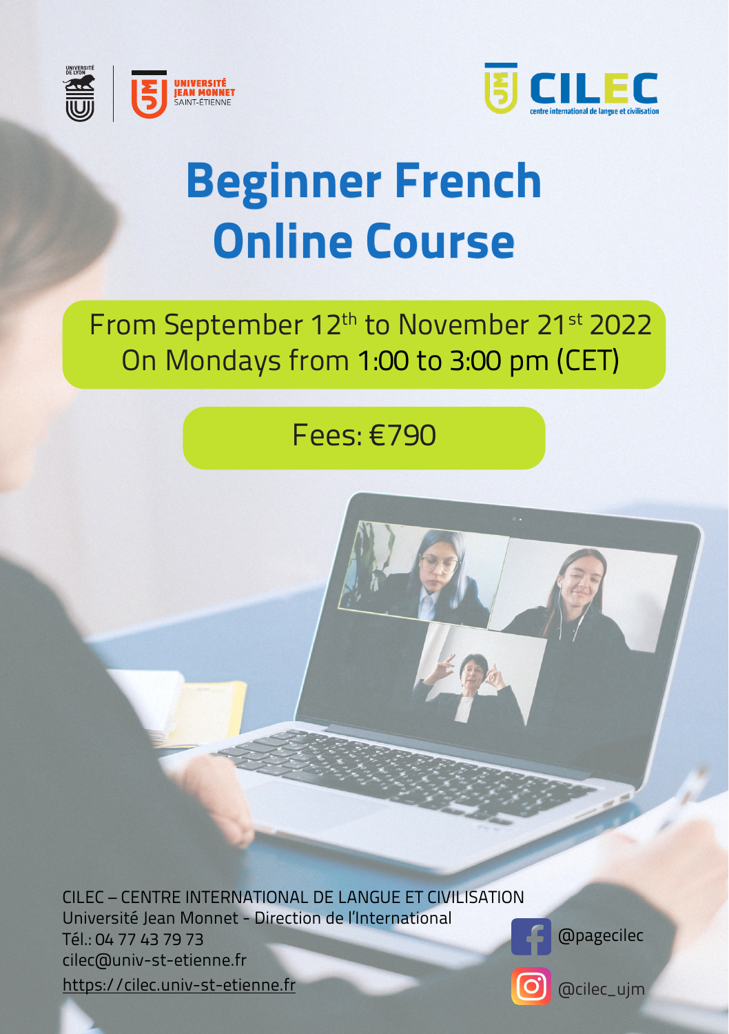UNIVERSITÉ DE LYON

UNIVERSITÉ JEAN MONNET SAINT-ÉTIENNE

CILEC centre international de langue et civilisation

# Beginner French Online Course

From September 12th to November 21st 2022
On Mondays from 1:00 to 3:00 pm (CET)

Fees: €790

CILEC – CENTRE INTERNATIONAL DE LANGUE ET CIVILISATION
Université Jean Monnet - Direction de l'International
Tél.: 04 77 43 79 73
cilec@univ-st-etienne.fr
https://cilec.univ-st-etienne.fr

@pagecilec

@cilec_ujm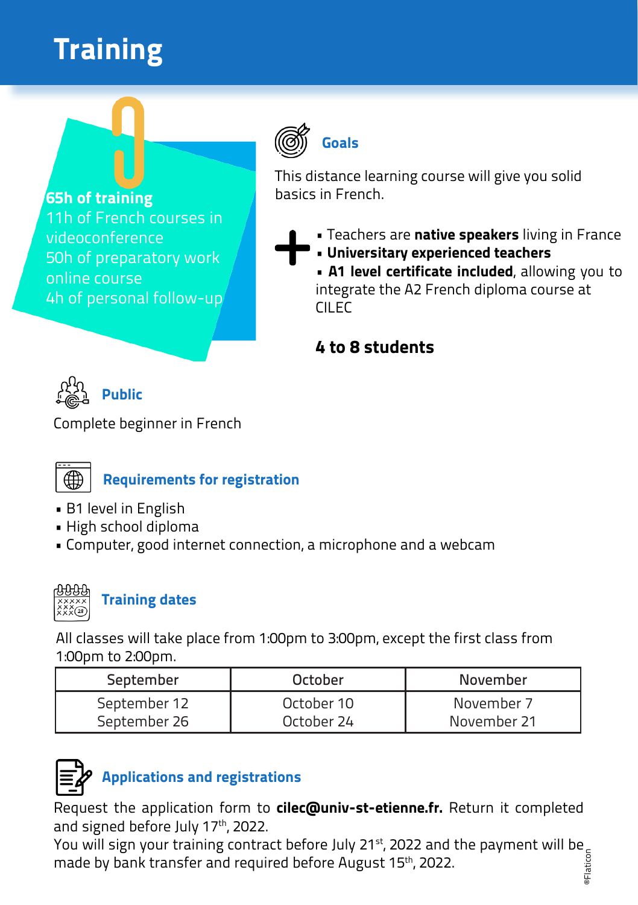# Training

**65h of training**
11h of French courses in videoconference
50h of preparatory work online course
4h of personal follow-up

## Goals

This distance learning course will give you solid basics in French.

- Teachers are **native speakers** living in France
- **Universitary experienced teachers**
- **A1 level certificate included**, allowing you to integrate the A2 French diploma course at CILEC

**4 to 8 students**

## Public

Complete beginner in French

## Requirements for registration

- B1 level in English
- High school diploma
- Computer, good internet connection, a microphone and a webcam

## Training dates

All classes will take place from 1:00pm to 3:00pm, except the first class from 1:00pm to 2:00pm.

| September | October | November |
| --- | --- | --- |
| September 12<br>September 26 | October 10<br>October 24 | November 7<br>November 21 |

## Applications and registrations

Request the application form to **cilec@univ-st-etienne.fr.** Return it completed and signed before July 17th, 2022.
You will sign your training contract before July 21st, 2022 and the payment will be made by bank transfer and required before August 15th, 2022.

©Flaticon